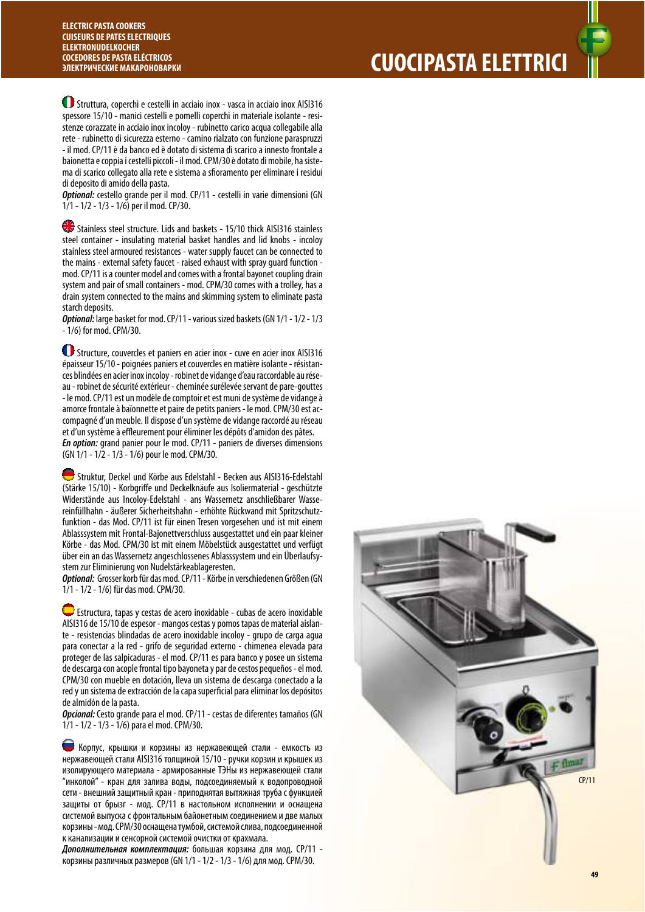ELECTRIC PASTA COOKERS
CUISEURS DE PATES ELECTRIQUES
ELEKTRONUDELKOCHER
COCEDORES DE PASTA ELÉCTRICOS
ЭЛЕКТРИЧЕСКИЕ МАКАРОНОВАРКИ

# CUOCIPASTA ELETTRICI

Struttura, coperchi e cestelli in acciaio inox - vasca in acciaio inox AISI316 spessore 15/10 - manici cestelli e pomelli coperchi in materiale isolante - resistenze corazzate in acciaio inox incoloy - rubinetto carico acqua collegabile alla rete - rubinetto di sicurezza esterno - camino rialzato con funzione paraspruzzi - il mod. CP/11 è da banco ed è dotato di sistema di scarico a innesto frontale a baionetta e coppia i cestelli piccoli - il mod. CPM/30 è dotato di mobile, ha sistema di scarico collegato alla rete e sistema a sfioramento per eliminare i residui di deposito di amido della pasta.
***Optional:*** cestello grande per il mod. CP/11 - cestelli in varie dimensioni (GN 1/1 - 1/2 - 1/3 - 1/6) per il mod. CP/30.

Stainless steel structure. Lids and baskets - 15/10 thick AISI316 stainless steel container - insulating material basket handles and lid knobs - incoloy stainless steel armoured resistances - water supply faucet can be connected to the mains - external safety faucet - raised exhaust with spray guard function - mod. CP/11 is a counter model and comes with a frontal bayonet coupling drain system and pair of small containers - mod. CPM/30 comes with a trolley, has a drain system connected to the mains and skimming system to eliminate pasta starch deposits.
***Optional:*** large basket for mod. CP/11 - various sized baskets (GN 1/1 - 1/2 - 1/3 - 1/6) for mod. CPM/30.

Structure, couvercles et paniers en acier inox - cuve en acier inox AISI316 épaisseur 15/10 - poignées paniers et couvercles en matière isolante - résistances blindées en acier inox incoloy - robinet de vidange d'eau raccordable au réseau - robinet de sécurité extérieur - cheminée surélevée servant de pare-gouttes - le mod. CP/11 est un modèle de comptoir et est muni de système de vidange à amorce frontale à baïonnette et paire de petits paniers - le mod. CPM/30 est accompagné d'un meuble. Il dispose d'un système de vidange raccordé au réseau et d'un système à effleurement pour éliminer les dépôts d'amidon des pâtes.
***En option:*** grand panier pour le mod. CP/11 - paniers de diverses dimensions (GN 1/1 - 1/2 - 1/3 - 1/6) pour le mod. CPM/30.

Struktur, Deckel und Körbe aus Edelstahl - Becken aus AISI316-Edelstahl (Stärke 15/10) - Korbgriffe und Deckelknäufe aus Isoliermaterial - geschützte Widerstände aus Incoloy-Edelstahl - ans Wassernetz anschließbarer Wassereinfüllhahn - äußerer Sicherheitshahn - erhöhte Rückwand mit Spritzschutzfunktion - das Mod. CP/11 ist für einen Tresen vorgesehen und ist mit einem Ablasssystem mit Frontal-Bajonettverschluss ausgestattet und ein paar kleiner Körbe - das Mod. CPM/30 ist mit einem Möbelstück ausgestattet und verfügt über ein an das Wassernetz angeschlossenes Ablasssystem und ein Überlaufsystem zur Eliminierung von Nudelstärkeablageresten.
***Optional:*** Grosser korb für das mod. CP/11 - Körbe in verschiedenen Größen (GN 1/1 - 1/2 - 1/6) für das mod. CPM/30.

Estructura, tapas y cestas de acero inoxidable - cubas de acero inoxidable AISI316 de 15/10 de espesor - mangos cestas y pomos tapas de material aislante - resistencias blindadas de acero inoxidable incoloy - grupo de carga agua para conectar a la red - grifo de seguridad externo - chimenea elevada para proteger de las salpicaduras - el mod. CP/11 es para banco y posee un sistema de descarga con acople frontal tipo bayoneta y par de cestos pequeños - el mod. CPM/30 con mueble en dotación, lleva un sistema de descarga conectado a la red y un sistema de extracción de la capa superficial para eliminar los depósitos de almidón de la pasta.
***Opcional:*** Cesto grande para el mod. CP/11 - cestas de diferentes tamaños (GN 1/1 - 1/2 - 1/3 - 1/6) para el mod. CPM/30.

Корпус, крышки и корзины из нержавеющей стали - емкость из нержавеющей стали AISI316 толщиной 15/10 - ручки корзин и крышек из изолирующего материала - армированные ТЭНы из нержавеющей стали "инколой" - кран для залива воды, подсоединяемый к водопроводной сети - внешний защитный кран - приподнятая вытяжная труба с функцией защиты от брызг - мод. CP/11 в настольном исполнении и оснащена системой выпуска с фронтальным байонетным соединением и две малых корзины - мод. CPM/30 оснащена тумбой, системой слива, подсоединенной к канализации и сенсорной системой очистки от крахмала.
***Дополнительная комплектация:*** большая корзина для мод. CP/11 - корзины различных размеров (GN 1/1 - 1/2 - 1/3 - 1/6) для мод. CPM/30.

CP/11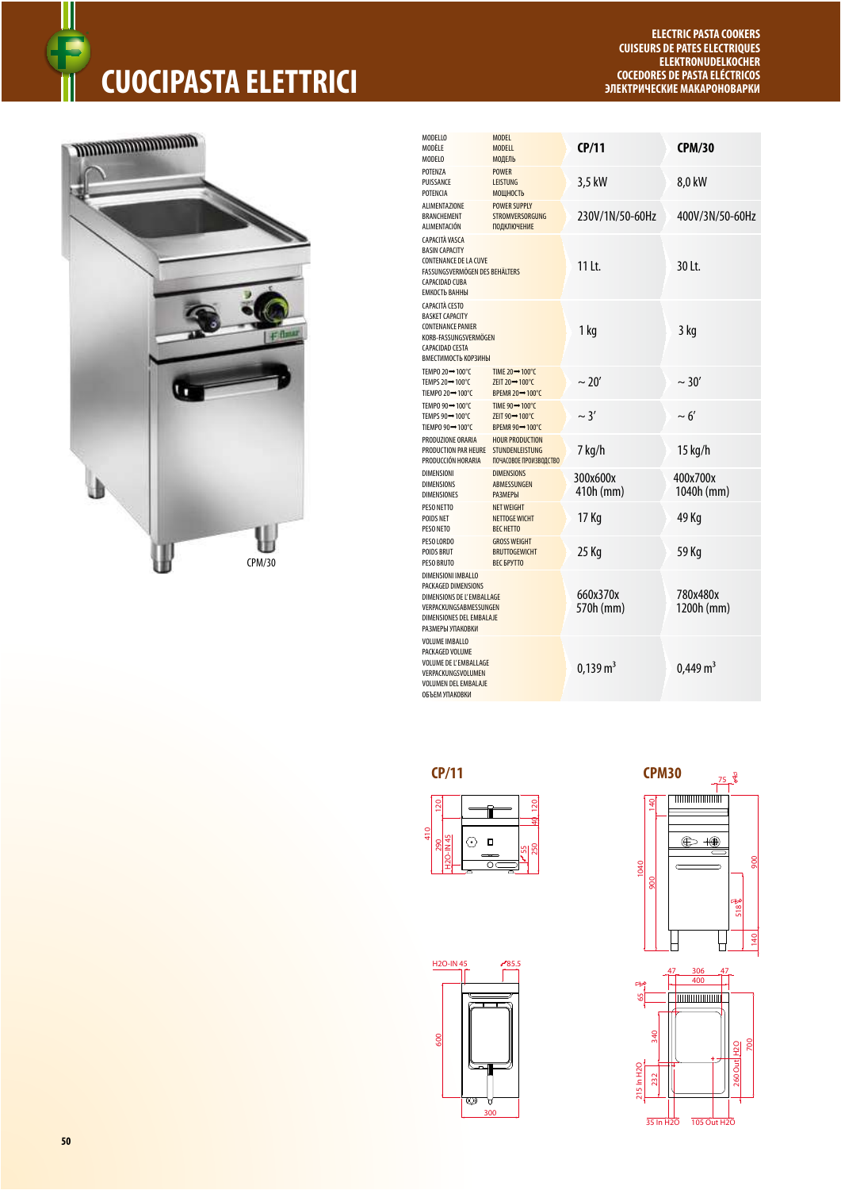# CUOCIPASTA ELETTRICI

ELECTRIC PASTA COOKERS
CUISEURS DE PATES ELECTRIQUES
ELEKTRONUDELKOCHER
COCEDORES DE PASTA ELÉCTRICOS
ЭЛЕКТРИЧЕСКИЕ МАКАРОНОВАРКИ

CPM/30

| MODELLO / MODÈLE / MODELO / MODEL / MODELL / МОДЕЛЬ | CP/11 | CPM/30 |
|---|---|---|
| POTENZA / PUISSANCE / POTENCIA / POWER / LEISTUNG / МОЩНОСТЬ | 3,5 kW | 8,0 kW |
| ALIMENTAZIONE / BRANCHEMENT / ALIMENTACIÓN / POWER SUPPLY / STROMVERSORGUNG / ПОДКЛЮЧЕНИЕ | 230V/1N/50-60Hz | 400V/3N/50-60Hz |
| CAPACITÀ VASCA / BASIN CAPACITY / CONTENANCE DE LA CUVE / FASSUNGSVERMÖGEN DES BEHÄLTERS / CAPACIDAD CUBA / ЕМКОСТЬ ВАННЫ | 11 Lt. | 30 Lt. |
| CAPACITÀ CESTO / BASKET CAPACITY / CONTENANCE PANIER / KORB-FASSUNGSVERMÖGEN / CAPACIDAD CESTA / ВМЕСТИМОСТЬ КОРЗИНЫ | 1 kg | 3 kg |
| TEMPO 20➡100°C / TEMPS 20➡100°C / TIEMPO 20➡100°C / TIME 20➡100°C / ZEIT 20➡100°C / ВРЕМЯ 20➡100°C | ~ 20′ | ~ 30′ |
| TEMPO 90➡100°C / TEMPS 90➡100°C / TIEMPO 90➡100°C / TIME 90➡100°C / ZEIT 90➡100°C / ВРЕМЯ 90➡100°C | ~ 3′ | ~ 6′ |
| PRODUZIONE ORARIA / PRODUCTION PAR HEURE / PRODUCCIÓN HORARIA / HOUR PRODUCTION / STUNDENLEISTUNG / ПОЧАСОВОЕ ПРОИЗВОДСТВО | 7 kg/h | 15 kg/h |
| DIMENSIONI / DIMENSIONS / DIMENSIONES / DIMENSIONS / ABMESSUNGEN / РАЗМЕРЫ | 300x600x 410h (mm) | 400x700x 1040h (mm) |
| PESO NETTO / POIDS NET / PESO NETO / NET WEIGHT / NETTOGE WICHT / ВЕС НЕТТО | 17 Kg | 49 Kg |
| PESO LORDO / POIDS BRUT / PESO BRUTO / GROSS WEIGHT / BRUTTOGEWICHT / ВЕС БРУТТО | 25 Kg | 59 Kg |
| DIMENSIONI IMBALLO / PACKAGED DIMENSIONS / DIMENSIONS DE L'EMBALLAGE / VERPACKUNGSABMESSUNGEN / DIMENSIONES DEL EMBALAJE / РАЗМЕРЫ УПАКОВКИ | 660x370x 570h (mm) | 780x480x 1200h (mm) |
| VOLUME IMBALLO / PACKAGED VOLUME / VOLUME DE L'EMBALLAGE / VERPACKUNGSVOLUMEN / VOLUMEN DEL EMBALAJE / ОБЪЕМ УПАКОВКИ | 0,139 m³ | 0,449 m³ |

## CP/11

120, 410, 290, H2O-IN 45, 40, 120, 55, 250

H2O-IN 45, ⌀85.5, 600, 300

## CPM30

75, 140, 1040, 900, 900, 518, 140

47, 306, 47, 400, 65, 340, 215 In H2O, 232, 260 Out H2O, 700, 35 In H2O, 105 Out H2O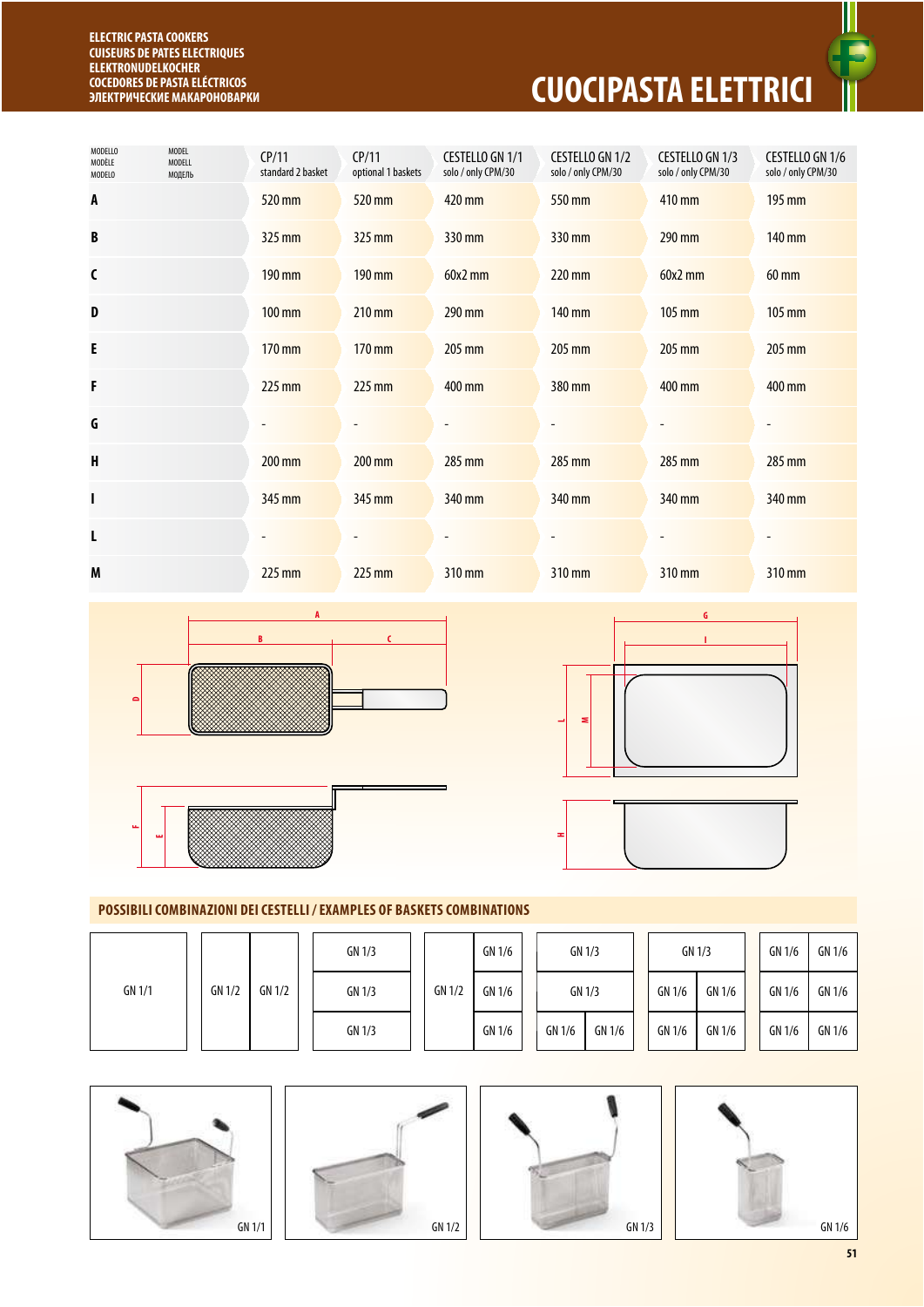ELECTRIC PASTA COOKERS
CUISEURS DE PATES ELECTRIQUES
ELEKTRONUDELKOCHER
COCEDORES DE PASTA ELÉCTRICOS
ЭЛЕКТРИЧЕСКИЕ МАКАРОНОВАРКИ

# CUOCIPASTA ELETTRICI

| MODELLO / MODÈLE / MODELO — MODEL / MODELL / МОДЕЛЬ | CP/11 standard 2 basket | CP/11 optional 1 baskets | CESTELLO GN 1/1 solo / only CPM/30 | CESTELLO GN 1/2 solo / only CPM/30 | CESTELLO GN 1/3 solo / only CPM/30 | CESTELLO GN 1/6 solo / only CPM/30 |
|---|---|---|---|---|---|---|
| **A** | 520 mm | 520 mm | 420 mm | 550 mm | 410 mm | 195 mm |
| **B** | 325 mm | 325 mm | 330 mm | 330 mm | 290 mm | 140 mm |
| **C** | 190 mm | 190 mm | 60x2 mm | 220 mm | 60x2 mm | 60 mm |
| **D** | 100 mm | 210 mm | 290 mm | 140 mm | 105 mm | 105 mm |
| **E** | 170 mm | 170 mm | 205 mm | 205 mm | 205 mm | 205 mm |
| **F** | 225 mm | 225 mm | 400 mm | 380 mm | 400 mm | 400 mm |
| **G** | - | - | - | - | - | - |
| **H** | 200 mm | 200 mm | 285 mm | 285 mm | 285 mm | 285 mm |
| **I** | 345 mm | 345 mm | 340 mm | 340 mm | 340 mm | 340 mm |
| **L** | - | - | - | - | - | - |
| **M** | 225 mm | 225 mm | 310 mm | 310 mm | 310 mm | 310 mm |

A
B
C
D
E
F
G
I
L
M
H

## POSSIBILI COMBINAZIONI DEI CESTELLI / EXAMPLES OF BASKETS COMBINATIONS

GN 1/1

GN 1/2 | GN 1/2

GN 1/3 / GN 1/3 / GN 1/3

GN 1/2 | GN 1/6 / GN 1/6 / GN 1/6

GN 1/3 / GN 1/3 / GN 1/6 | GN 1/6

GN 1/3 / GN 1/6 | GN 1/6 / GN 1/6 | GN 1/6

GN 1/6 | GN 1/6 / GN 1/6 | GN 1/6 / GN 1/6 | GN 1/6

GN 1/1

GN 1/2

GN 1/3

GN 1/6